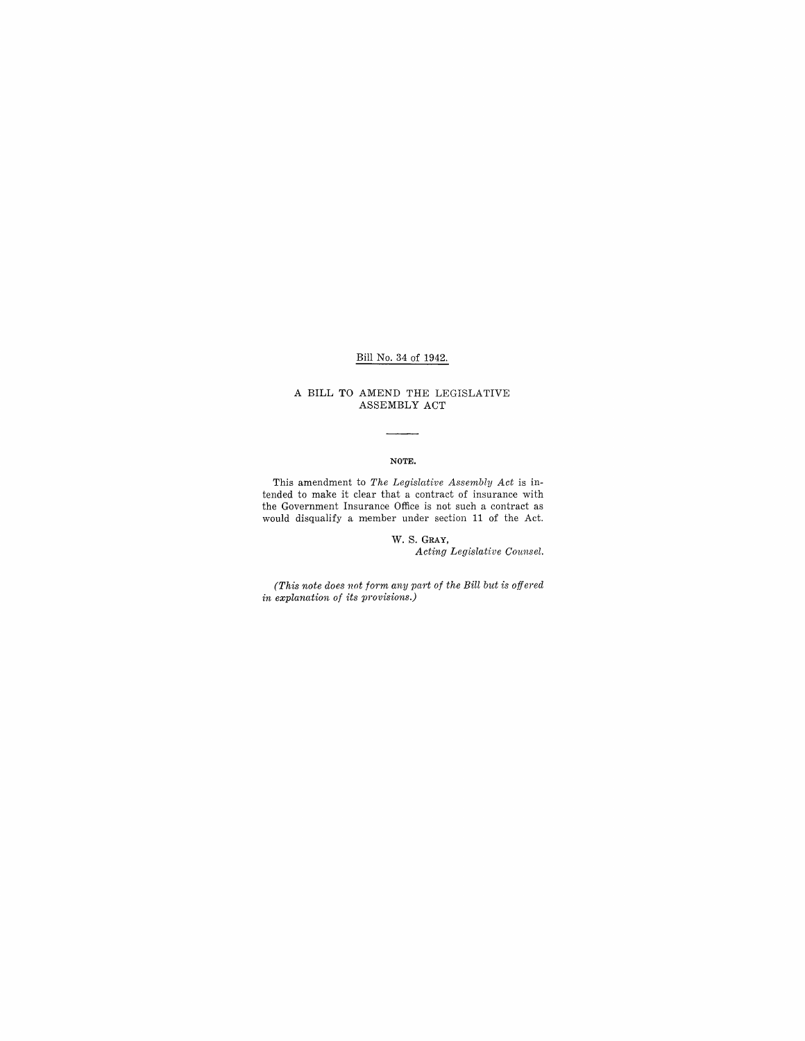Bill No. 34 of 1942.

# A BILL TO AMEND THE LEGISLATIVE ASSEMBLY ACT

---

**NOTE.**

This amendment to *The Legislative Assembly Act* is intended to make it clear that a contract of insurance with the Government Insurance Office is not such a contract as would disqualify a member under section 11 of the Act.

W. S. GRAY,
*Acting Legislative Counsel.*

*(This note does not form any part of the Bill but is offered in explanation of its provisions.)*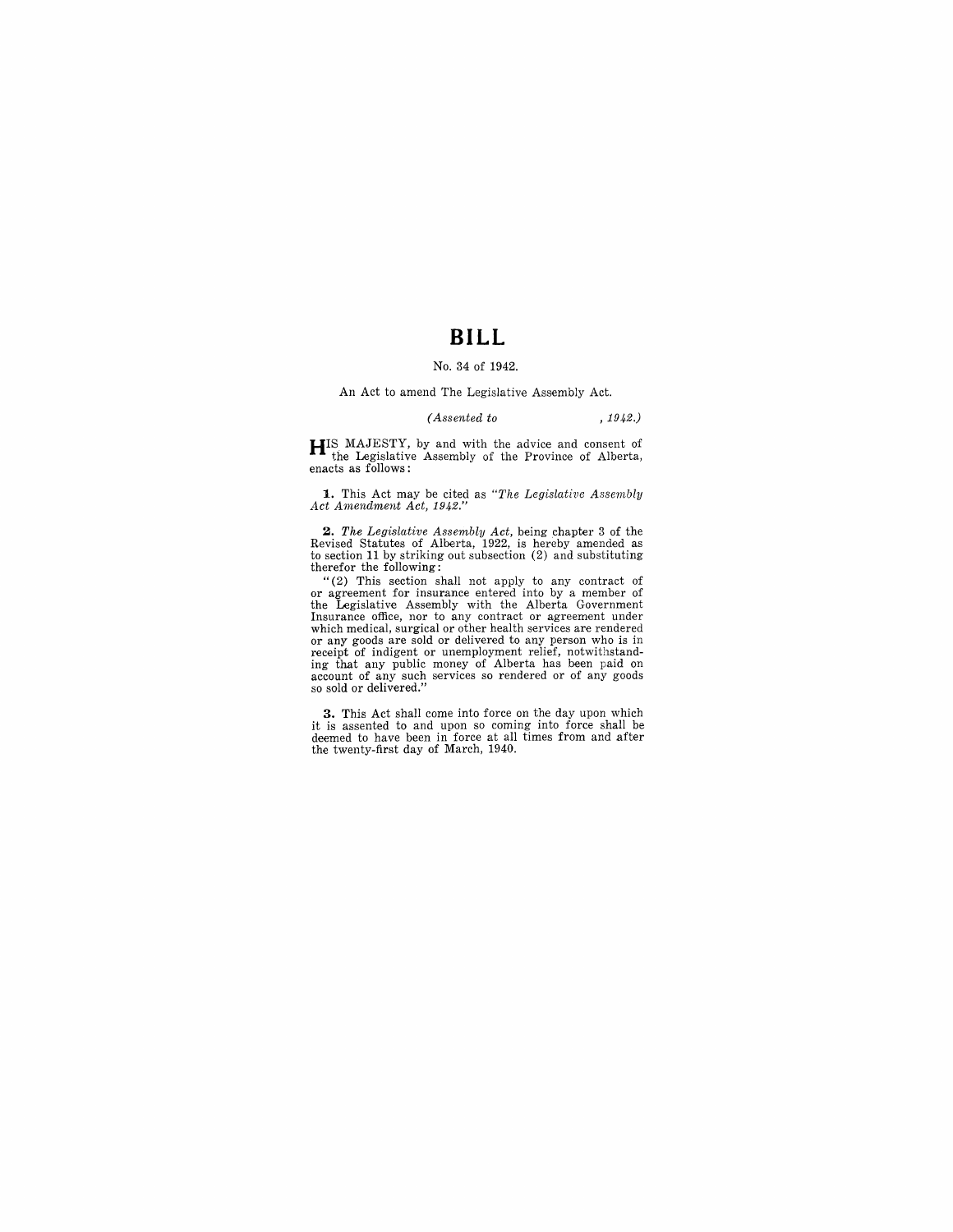# BILL

No. 34 of 1942.

An Act to amend The Legislative Assembly Act.

*(Assented to , 1942.)*

HIS MAJESTY, by and with the advice and consent of the Legislative Assembly of the Province of Alberta, enacts as follows:

**1.** This Act may be cited as *"The Legislative Assembly Act Amendment Act, 1942."*

**2.** *The Legislative Assembly Act,* being chapter 3 of the Revised Statutes of Alberta, 1922, is hereby amended as to section 11 by striking out subsection (2) and substituting therefor the following:

"(2) This section shall not apply to any contract of or agreement for insurance entered into by a member of the Legislative Assembly with the Alberta Government Insurance office, nor to any contract or agreement under which medical, surgical or other health services are rendered or any goods are sold or delivered to any person who is in receipt of indigent or unemployment relief, notwithstanding that any public money of Alberta has been paid on account of any such services so rendered or of any goods so sold or delivered."

**3.** This Act shall come into force on the day upon which it is assented to and upon so coming into force shall be deemed to have been in force at all times from and after the twenty-first day of March, 1940.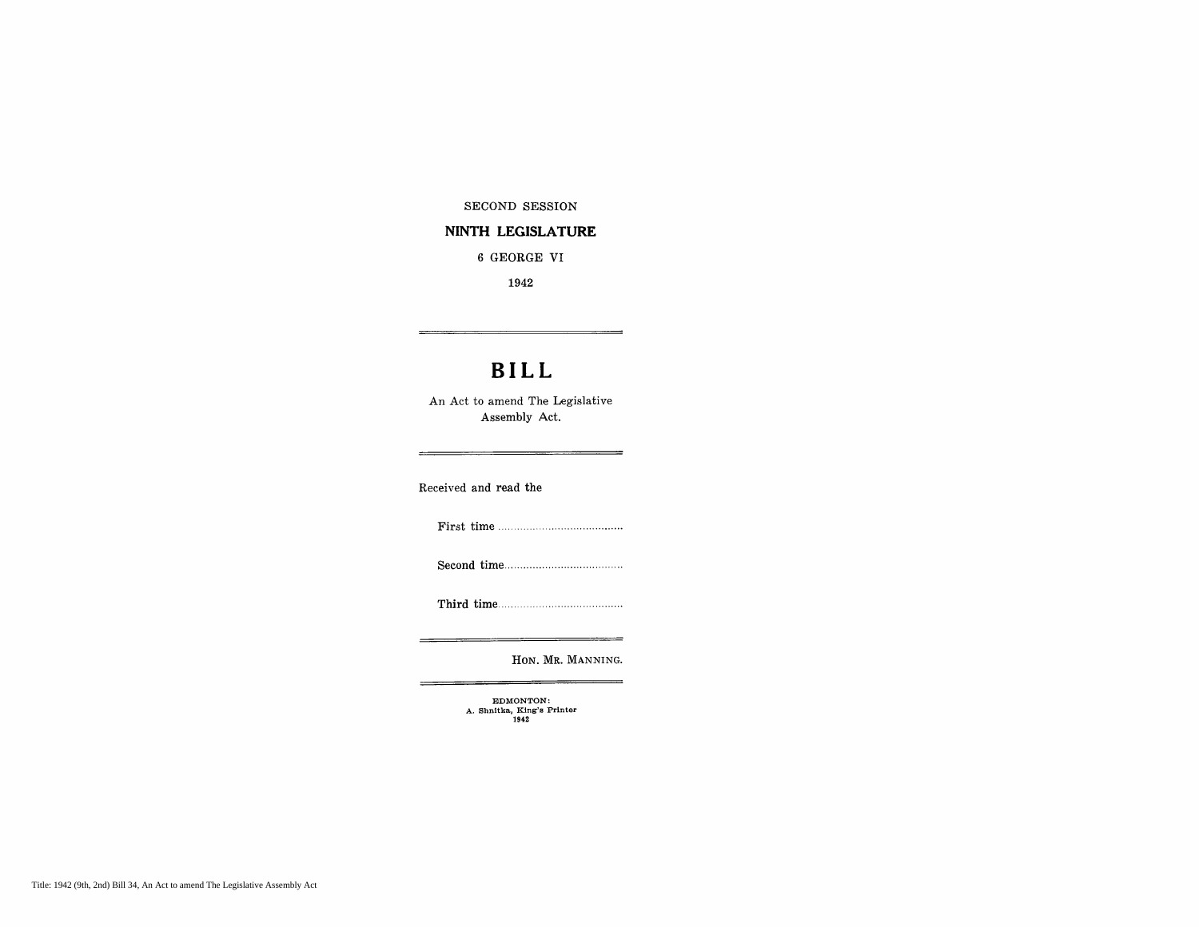SECOND SESSION

**NINTH LEGISLATURE**

6 GEORGE VI

1942

# BILL

An Act to amend The Legislative Assembly Act.

Received and read the

First time ........................................

Second time......................................

Third time........................................

HON. MR. MANNING.

EDMONTON:
A. Shnitka, King's Printer
1942

Title: 1942 (9th, 2nd) Bill 34, An Act to amend The Legislative Assembly Act